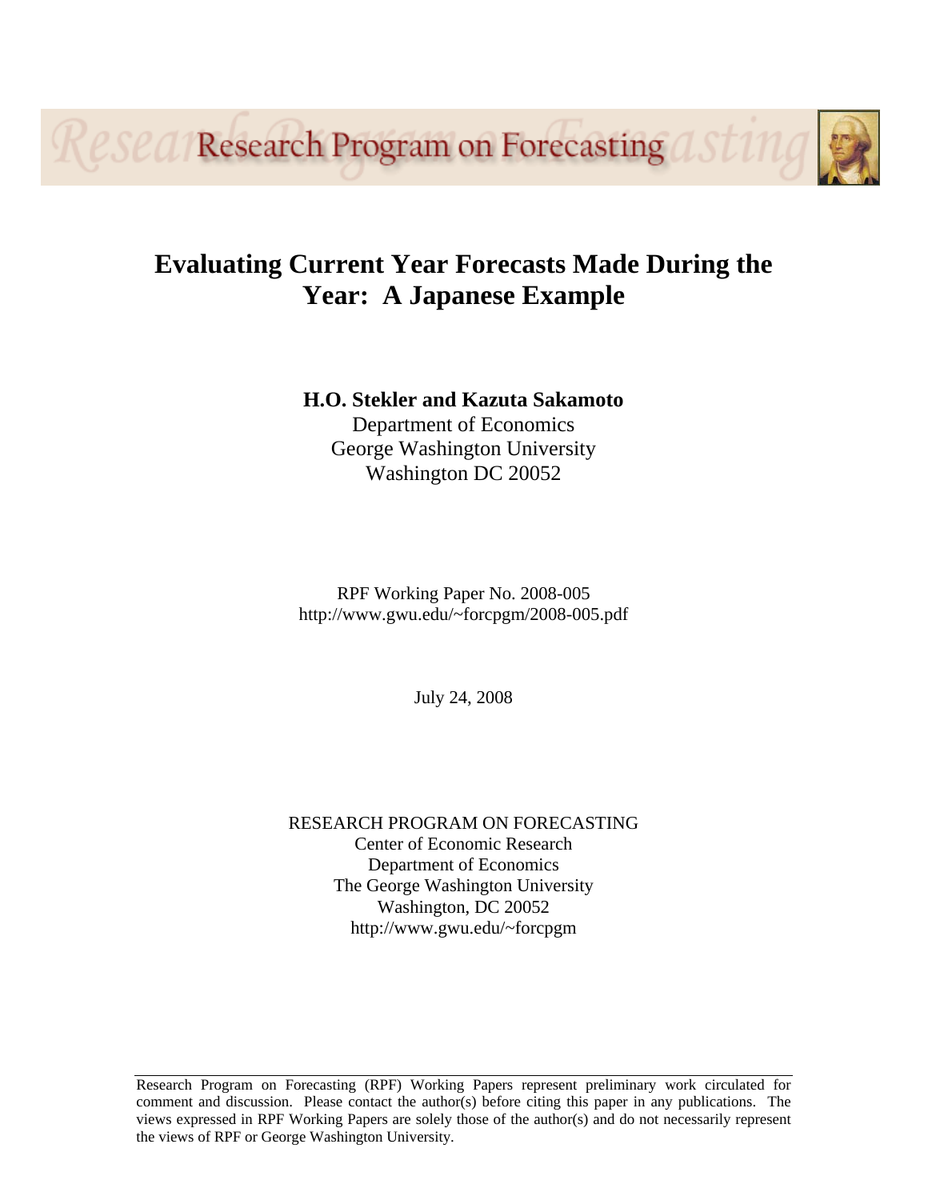# Evaluating Current Year Forecasts Made During the Year: A Japanese Example

**H.O. Stekler and Kazuta Sakamoto**
Department of Economics
George Washington University
Washington DC 20052

RPF Working Paper No. 2008-005
http://www.gwu.edu/~forcpgm/2008-005.pdf

July 24, 2008

RESEARCH PROGRAM ON FORECASTING
Center of Economic Research
Department of Economics
The George Washington University
Washington, DC 20052
http://www.gwu.edu/~forcpgm

---

Research Program on Forecasting (RPF) Working Papers represent preliminary work circulated for comment and discussion. Please contact the author(s) before citing this paper in any publications. The views expressed in RPF Working Papers are solely those of the author(s) and do not necessarily represent the views of RPF or George Washington University.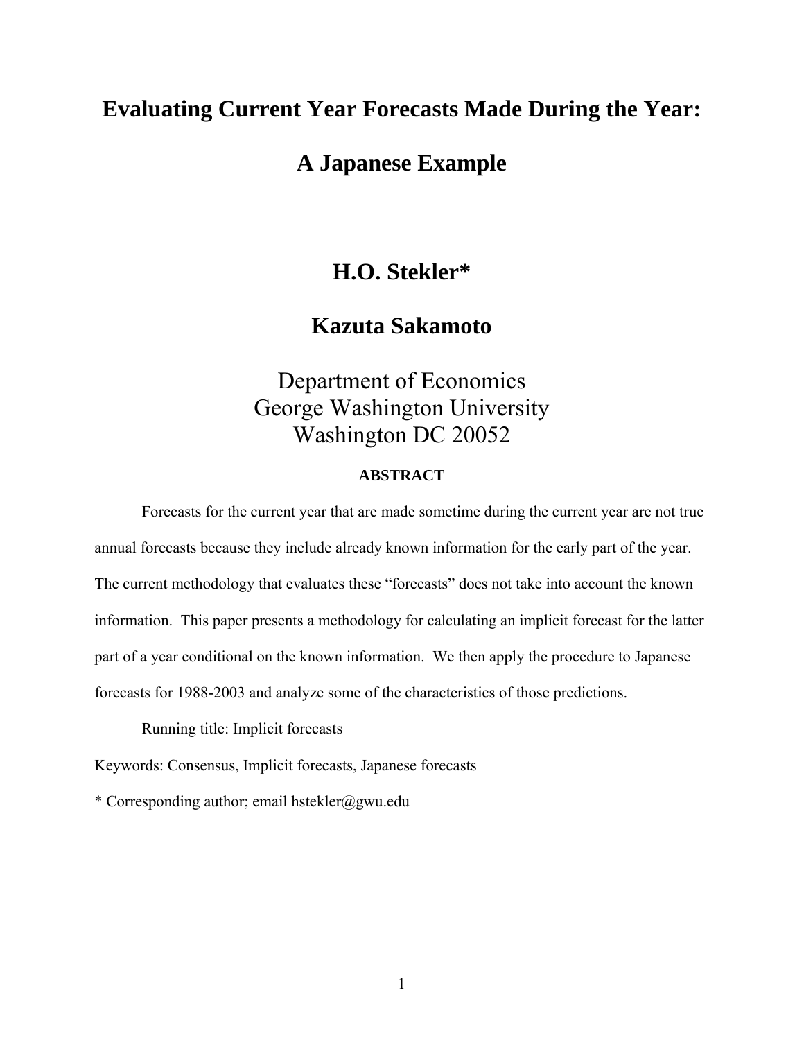# Evaluating Current Year Forecasts Made During the Year:

# A Japanese Example

## H.O. Stekler*

## Kazuta Sakamoto

Department of Economics
George Washington University
Washington DC 20052

**ABSTRACT**

Forecasts for the <u>current</u> year that are made sometime <u>during</u> the current year are not true annual forecasts because they include already known information for the early part of the year. The current methodology that evaluates these "forecasts" does not take into account the known information. This paper presents a methodology for calculating an implicit forecast for the latter part of a year conditional on the known information. We then apply the procedure to Japanese forecasts for 1988-2003 and analyze some of the characteristics of those predictions.

Running title: Implicit forecasts

Keywords: Consensus, Implicit forecasts, Japanese forecasts

* Corresponding author; email hstekler@gwu.edu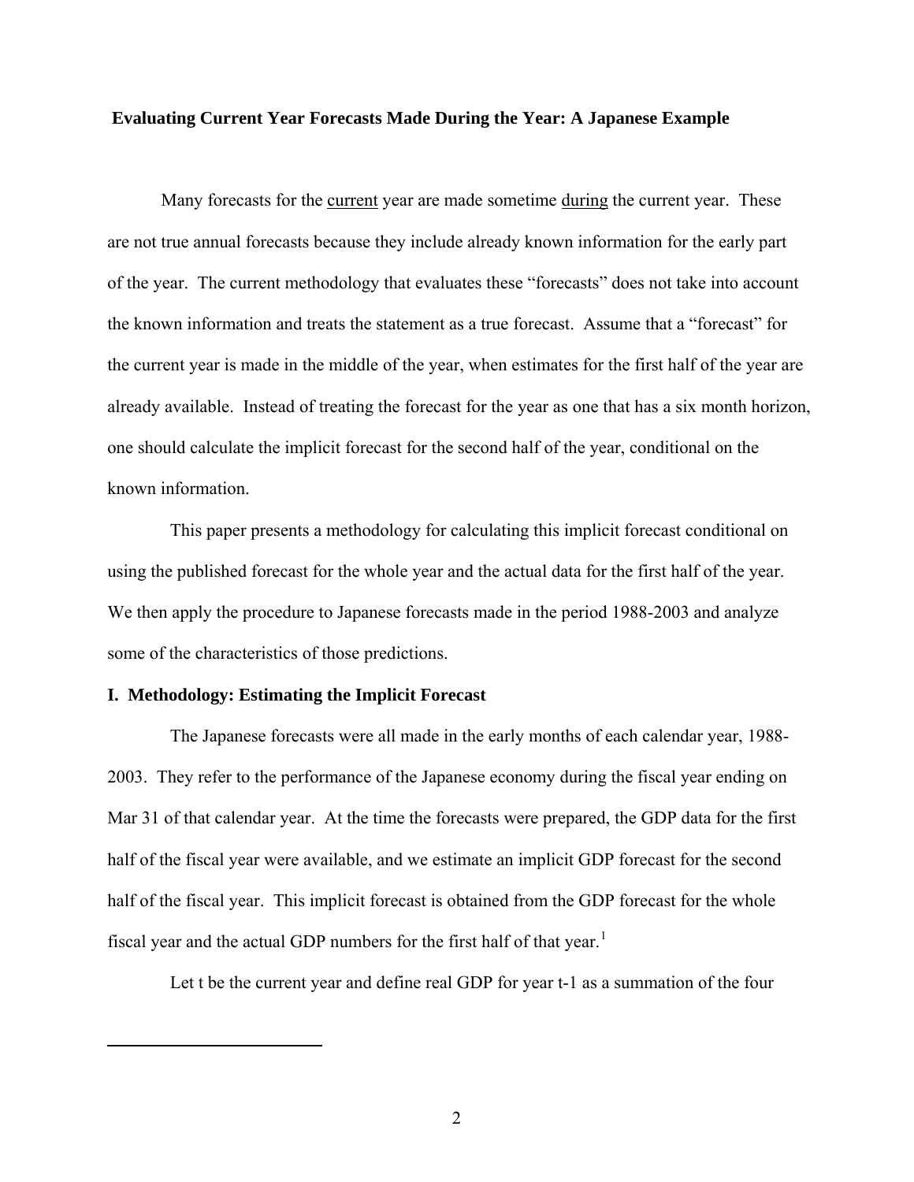**Evaluating Current Year Forecasts Made During the Year: A Japanese Example**

Many forecasts for the current year are made sometime during the current year. These are not true annual forecasts because they include already known information for the early part of the year. The current methodology that evaluates these "forecasts" does not take into account the known information and treats the statement as a true forecast. Assume that a "forecast" for the current year is made in the middle of the year, when estimates for the first half of the year are already available. Instead of treating the forecast for the year as one that has a six month horizon, one should calculate the implicit forecast for the second half of the year, conditional on the known information.

This paper presents a methodology for calculating this implicit forecast conditional on using the published forecast for the whole year and the actual data for the first half of the year. We then apply the procedure to Japanese forecasts made in the period 1988-2003 and analyze some of the characteristics of those predictions.

## I. Methodology: Estimating the Implicit Forecast

The Japanese forecasts were all made in the early months of each calendar year, 1988-2003. They refer to the performance of the Japanese economy during the fiscal year ending on Mar 31 of that calendar year. At the time the forecasts were prepared, the GDP data for the first half of the fiscal year were available, and we estimate an implicit GDP forecast for the second half of the fiscal year. This implicit forecast is obtained from the GDP forecast for the whole fiscal year and the actual GDP numbers for the first half of that year.[1]

Let t be the current year and define real GDP for year t-1 as a summation of the four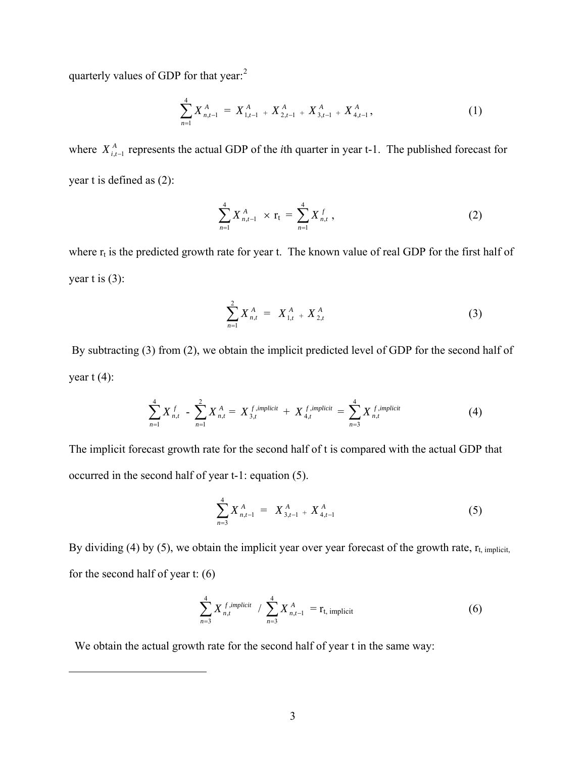quarterly values of GDP for that year:[2]

$$\sum_{n=1}^{4} X_{n,t-1}^{A} = X_{1,t-1}^{A} + X_{2,t-1}^{A} + X_{3,t-1}^{A} + X_{4,t-1}^{A}, \tag{1}$$

where $X_{i,t-1}^{A}$ represents the actual GDP of the *i*th quarter in year t-1. The published forecast for year t is defined as (2):

$$\sum_{n=1}^{4} X_{n,t-1}^{A} \times \mathrm{r_t} = \sum_{n=1}^{4} X_{n,t}^{f}, \tag{2}$$

where $r_t$ is the predicted growth rate for year t. The known value of real GDP for the first half of year t is (3):

$$\sum_{n=1}^{2} X_{n,t}^{A} = X_{1,t}^{A} + X_{2,t}^{A} \tag{3}$$

By subtracting (3) from (2), we obtain the implicit predicted level of GDP for the second half of year t (4):

$$\sum_{n=1}^{4} X_{n,t}^{f} - \sum_{n=1}^{2} X_{n,t}^{A} = X_{3,t}^{f,implicit} + X_{4,t}^{f,implicit} = \sum_{n=3}^{4} X_{n,t}^{f,implicit} \tag{4}$$

The implicit forecast growth rate for the second half of t is compared with the actual GDP that occurred in the second half of year t-1: equation (5).

$$\sum_{n=3}^{4} X_{n,t-1}^{A} = X_{3,t-1}^{A} + X_{4,t-1}^{A} \tag{5}$$

By dividing (4) by (5), we obtain the implicit year over year forecast of the growth rate, $r_{t,\ implicit}$, for the second half of year t: (6)

$$\sum_{n=3}^{4} X_{n,t}^{f,implicit} \Big/ \sum_{n=3}^{4} X_{n,t-1}^{A} = \mathrm{r_{t,\ implicit}} \tag{6}$$

We obtain the actual growth rate for the second half of year t in the same way: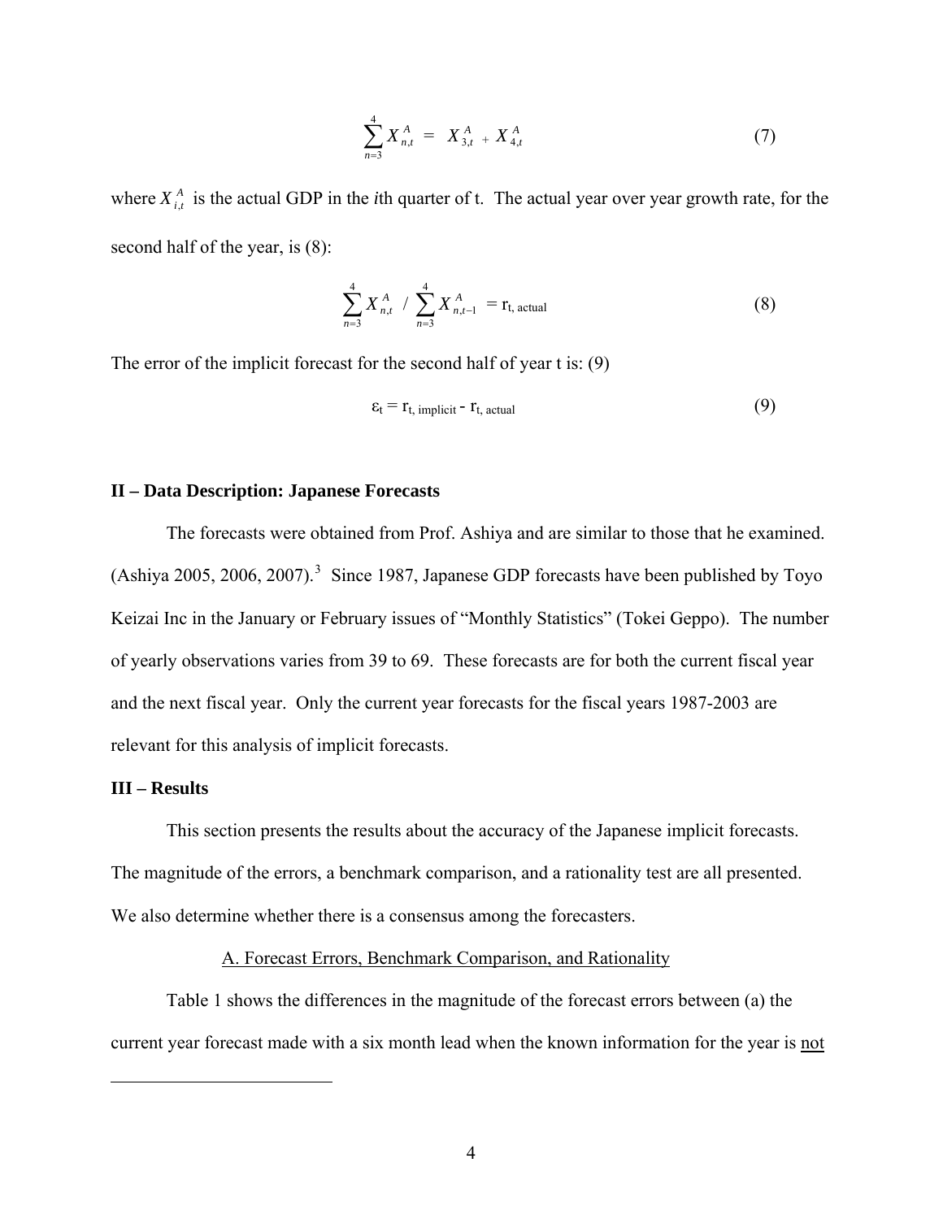$$\sum_{n=3}^{4} X_{n,t}^{A} = X_{3,t}^{A} + X_{4,t}^{A} \tag{7}$$

where $X_{i,t}^{A}$ is the actual GDP in the *i*th quarter of t. The actual year over year growth rate, for the second half of the year, is (8):

$$\sum_{n=3}^{4} X_{n,t}^{A} \;/\; \sum_{n=3}^{4} X_{n,t-1}^{A} = r_{t,\text{ actual}} \tag{8}$$

The error of the implicit forecast for the second half of year t is: (9)

$$\varepsilon_t = r_{t,\text{ implicit}} - r_{t,\text{ actual}} \tag{9}$$

### II – Data Description: Japanese Forecasts

The forecasts were obtained from Prof. Ashiya and are similar to those that he examined. (Ashiya 2005, 2006, 2007).[3] Since 1987, Japanese GDP forecasts have been published by Toyo Keizai Inc in the January or February issues of "Monthly Statistics" (Tokei Geppo). The number of yearly observations varies from 39 to 69. These forecasts are for both the current fiscal year and the next fiscal year. Only the current year forecasts for the fiscal years 1987-2003 are relevant for this analysis of implicit forecasts.

### III – Results

This section presents the results about the accuracy of the Japanese implicit forecasts. The magnitude of the errors, a benchmark comparison, and a rationality test are all presented. We also determine whether there is a consensus among the forecasters.

A. Forecast Errors, Benchmark Comparison, and Rationality

Table 1 shows the differences in the magnitude of the forecast errors between (a) the current year forecast made with a six month lead when the known information for the year is not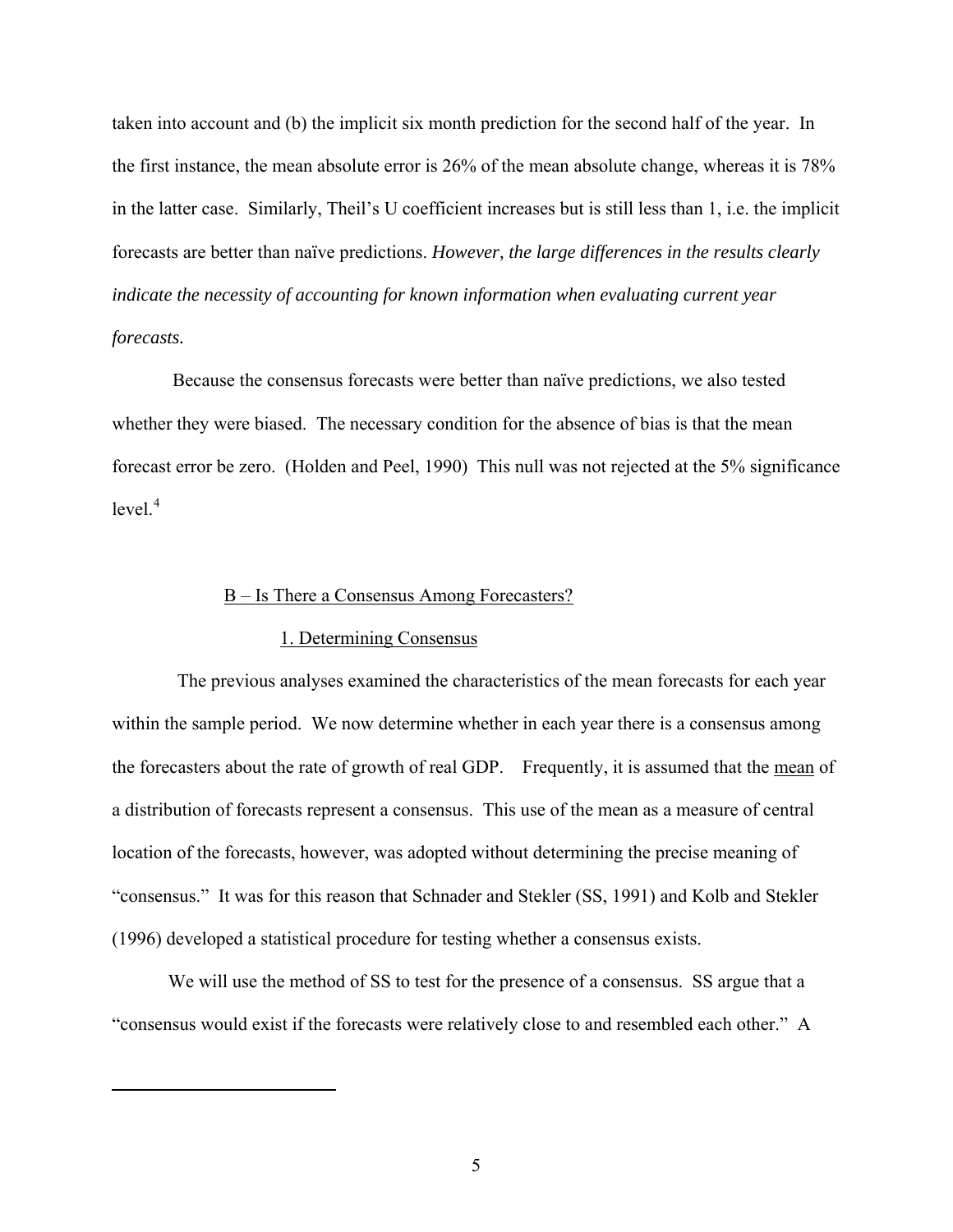taken into account and (b) the implicit six month prediction for the second half of the year. In the first instance, the mean absolute error is 26% of the mean absolute change, whereas it is 78% in the latter case. Similarly, Theil's U coefficient increases but is still less than 1, i.e. the implicit forecasts are better than naïve predictions. *However, the large differences in the results clearly indicate the necessity of accounting for known information when evaluating current year forecasts.*

Because the consensus forecasts were better than naïve predictions, we also tested whether they were biased. The necessary condition for the absence of bias is that the mean forecast error be zero. (Holden and Peel, 1990) This null was not rejected at the 5% significance level.[4]

### B – Is There a Consensus Among Forecasters?

#### 1. Determining Consensus

The previous analyses examined the characteristics of the mean forecasts for each year within the sample period. We now determine whether in each year there is a consensus among the forecasters about the rate of growth of real GDP. Frequently, it is assumed that the mean of a distribution of forecasts represent a consensus. This use of the mean as a measure of central location of the forecasts, however, was adopted without determining the precise meaning of "consensus." It was for this reason that Schnader and Stekler (SS, 1991) and Kolb and Stekler (1996) developed a statistical procedure for testing whether a consensus exists.

We will use the method of SS to test for the presence of a consensus. SS argue that a "consensus would exist if the forecasts were relatively close to and resembled each other." A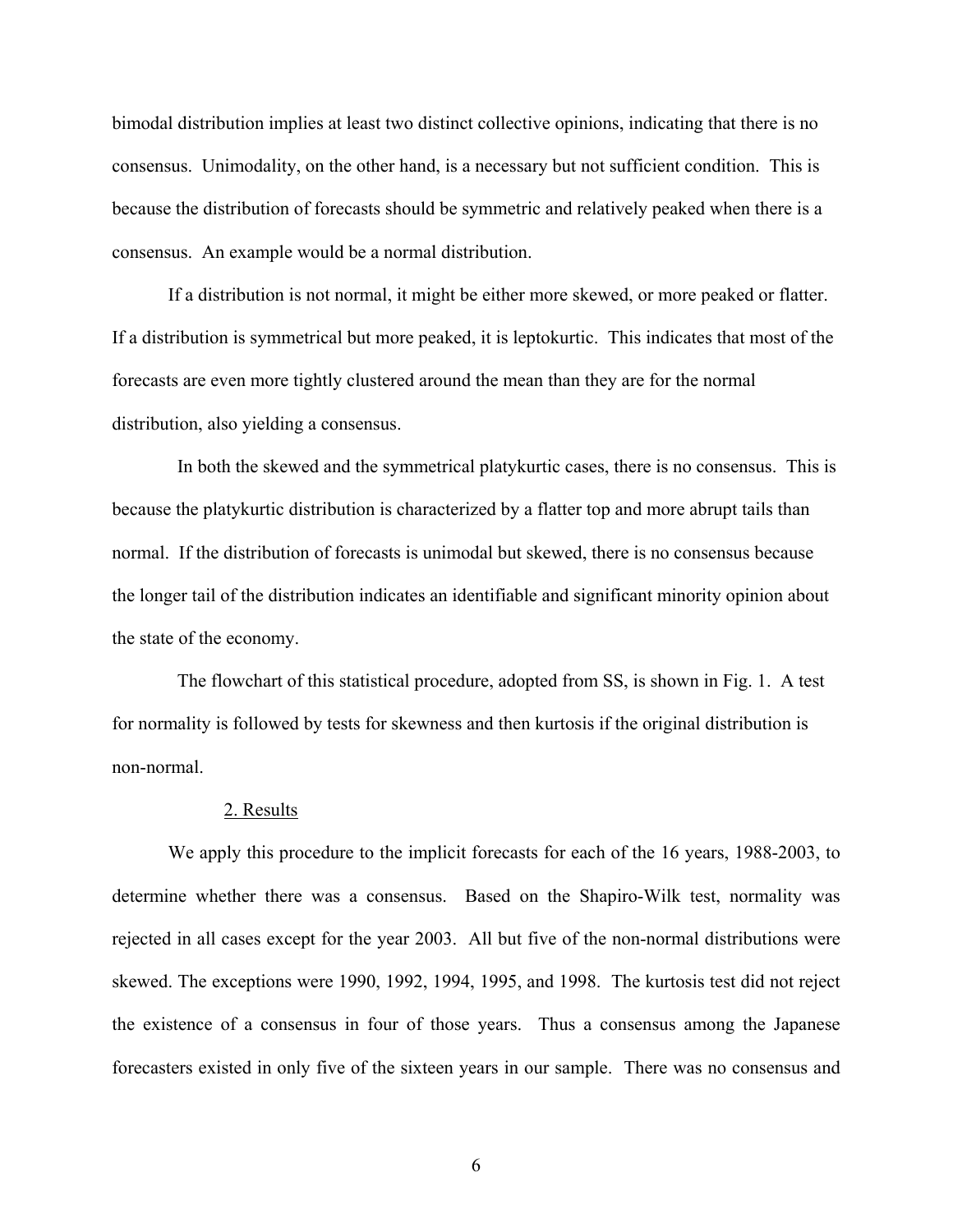bimodal distribution implies at least two distinct collective opinions, indicating that there is no consensus. Unimodality, on the other hand, is a necessary but not sufficient condition. This is because the distribution of forecasts should be symmetric and relatively peaked when there is a consensus. An example would be a normal distribution.

If a distribution is not normal, it might be either more skewed, or more peaked or flatter. If a distribution is symmetrical but more peaked, it is leptokurtic. This indicates that most of the forecasts are even more tightly clustered around the mean than they are for the normal distribution, also yielding a consensus.

In both the skewed and the symmetrical platykurtic cases, there is no consensus. This is because the platykurtic distribution is characterized by a flatter top and more abrupt tails than normal. If the distribution of forecasts is unimodal but skewed, there is no consensus because the longer tail of the distribution indicates an identifiable and significant minority opinion about the state of the economy.

The flowchart of this statistical procedure, adopted from SS, is shown in Fig. 1. A test for normality is followed by tests for skewness and then kurtosis if the original distribution is non-normal.

## 2. Results

We apply this procedure to the implicit forecasts for each of the 16 years, 1988-2003, to determine whether there was a consensus. Based on the Shapiro-Wilk test, normality was rejected in all cases except for the year 2003. All but five of the non-normal distributions were skewed. The exceptions were 1990, 1992, 1994, 1995, and 1998. The kurtosis test did not reject the existence of a consensus in four of those years. Thus a consensus among the Japanese forecasters existed in only five of the sixteen years in our sample. There was no consensus and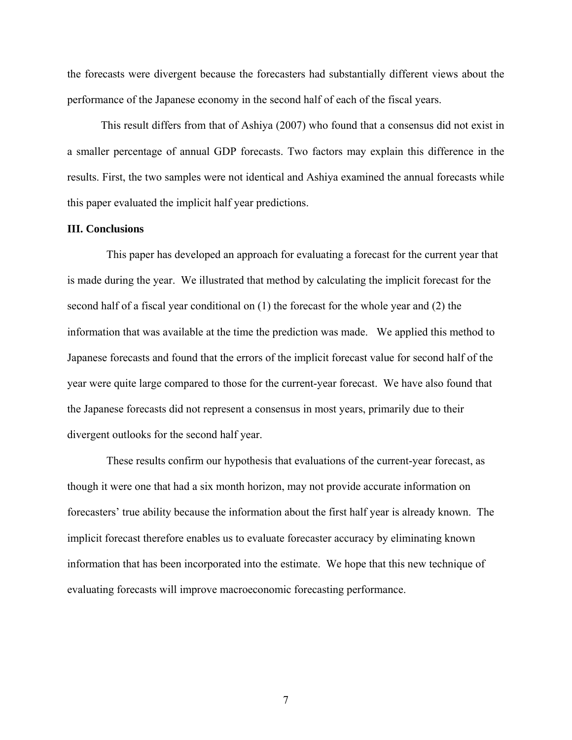the forecasts were divergent because the forecasters had substantially different views about the performance of the Japanese economy in the second half of each of the fiscal years.

This result differs from that of Ashiya (2007) who found that a consensus did not exist in a smaller percentage of annual GDP forecasts. Two factors may explain this difference in the results. First, the two samples were not identical and Ashiya examined the annual forecasts while this paper evaluated the implicit half year predictions.

**III. Conclusions**

This paper has developed an approach for evaluating a forecast for the current year that is made during the year. We illustrated that method by calculating the implicit forecast for the second half of a fiscal year conditional on (1) the forecast for the whole year and (2) the information that was available at the time the prediction was made. We applied this method to Japanese forecasts and found that the errors of the implicit forecast value for second half of the year were quite large compared to those for the current-year forecast. We have also found that the Japanese forecasts did not represent a consensus in most years, primarily due to their divergent outlooks for the second half year.

These results confirm our hypothesis that evaluations of the current-year forecast, as though it were one that had a six month horizon, may not provide accurate information on forecasters' true ability because the information about the first half year is already known. The implicit forecast therefore enables us to evaluate forecaster accuracy by eliminating known information that has been incorporated into the estimate. We hope that this new technique of evaluating forecasts will improve macroeconomic forecasting performance.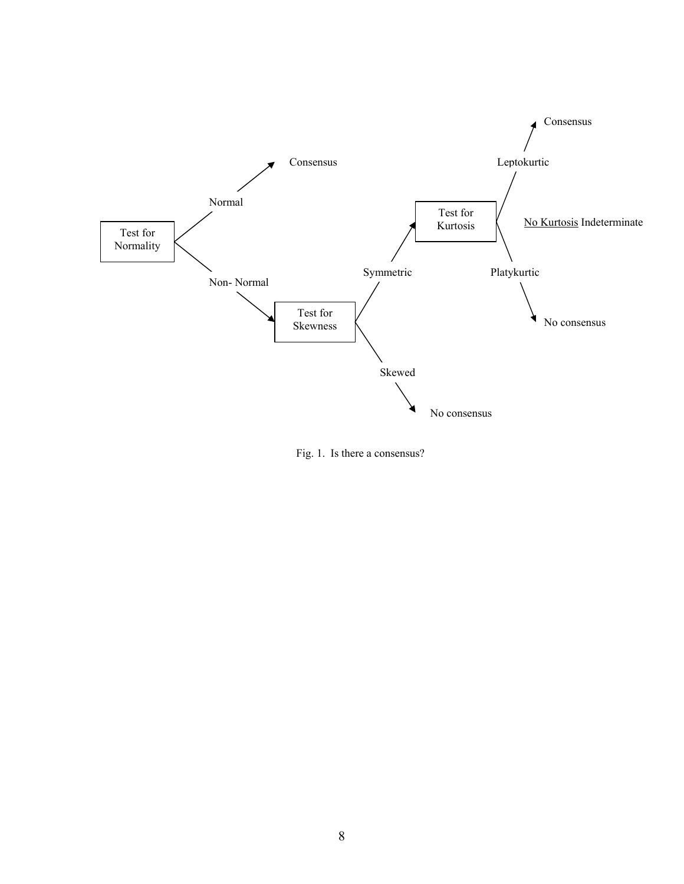- Test for Normality
  - Normal → Consensus
  - Non- Normal → Test for Skewness
    - Symmetric → Test for Kurtosis
      - Leptokurtic → Consensus
      - No Kurtosis Indeterminate
      - Platykurtic → No consensus
    - Skewed → No consensus

Fig. 1. Is there a consensus?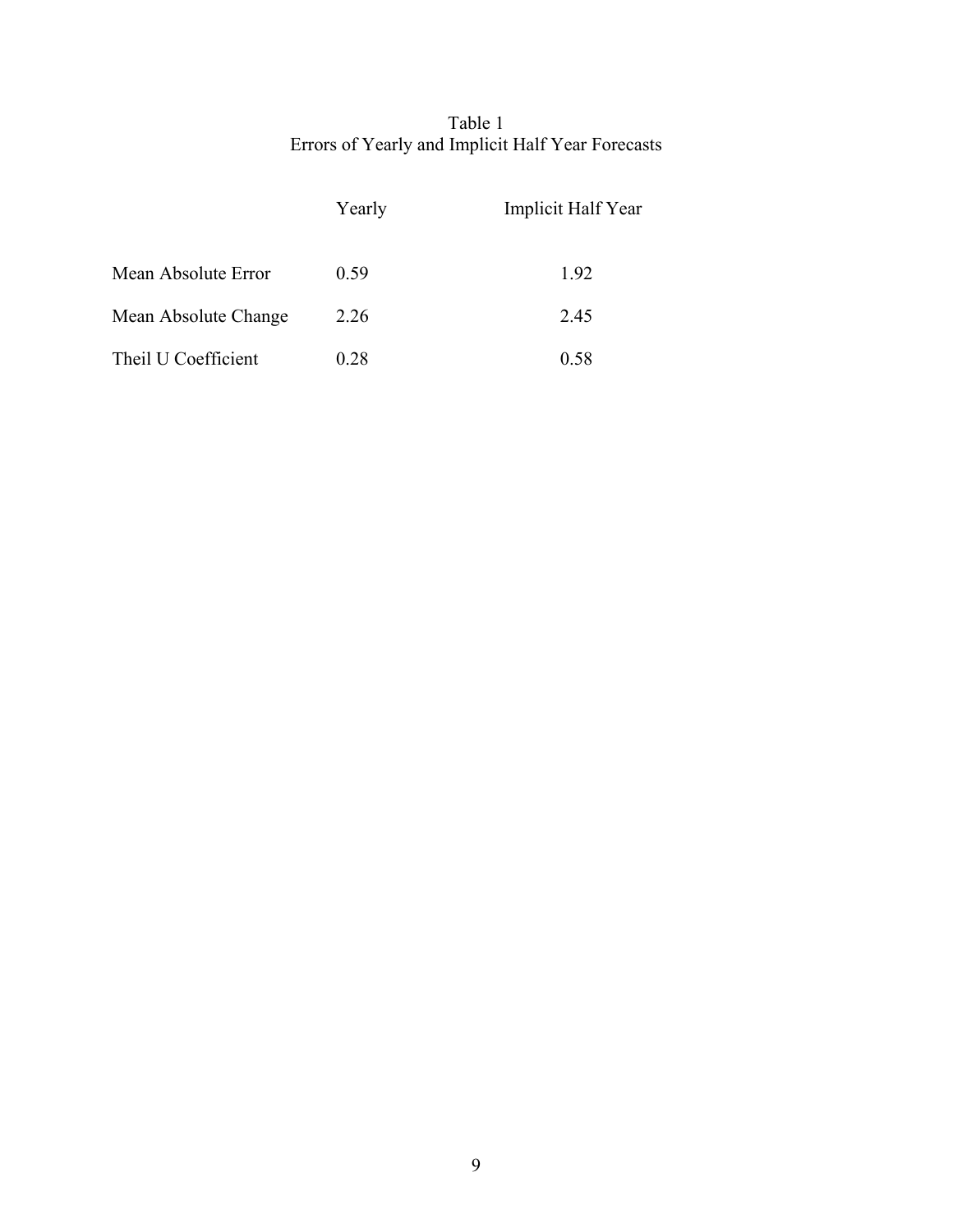Table 1
Errors of Yearly and Implicit Half Year Forecasts

| | Yearly | Implicit Half Year |
|---|---|---|
| Mean Absolute Error | 0.59 | 1.92 |
| Mean Absolute Change | 2.26 | 2.45 |
| Theil U Coefficient | 0.28 | 0.58 |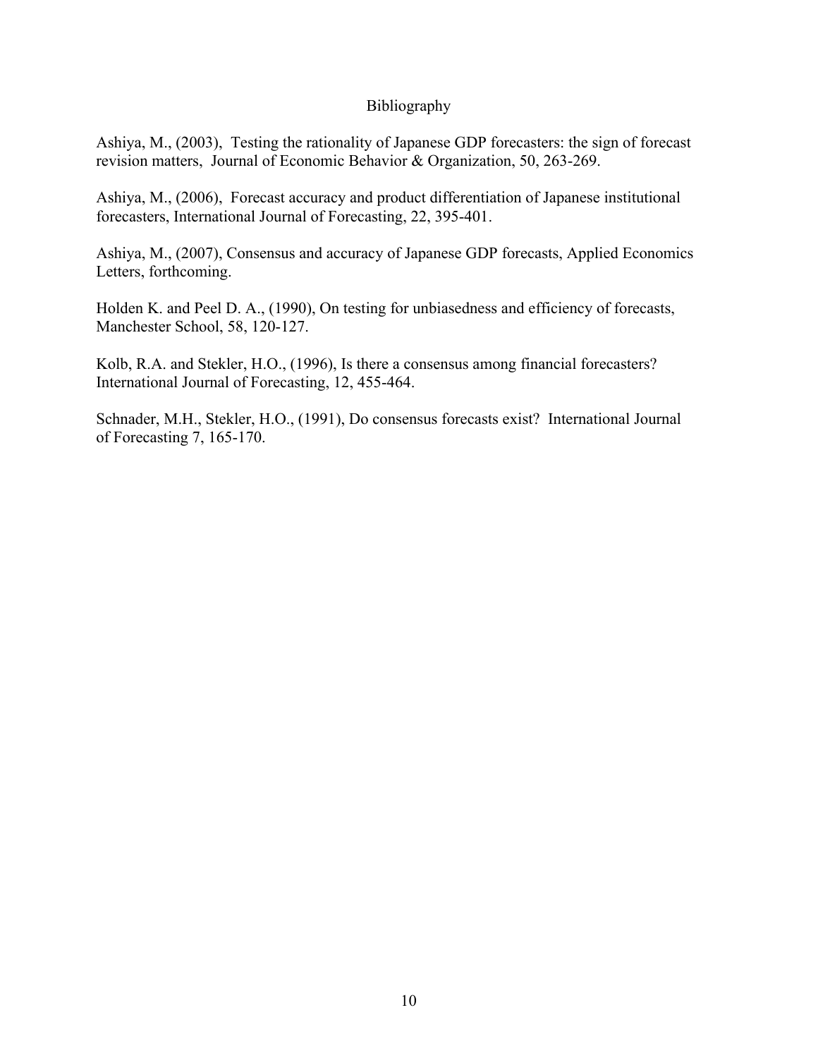# Bibliography

Ashiya, M., (2003), Testing the rationality of Japanese GDP forecasters: the sign of forecast revision matters, Journal of Economic Behavior & Organization, 50, 263-269.

Ashiya, M., (2006), Forecast accuracy and product differentiation of Japanese institutional forecasters, International Journal of Forecasting, 22, 395-401.

Ashiya, M., (2007), Consensus and accuracy of Japanese GDP forecasts, Applied Economics Letters, forthcoming.

Holden K. and Peel D. A., (1990), On testing for unbiasedness and efficiency of forecasts, Manchester School, 58, 120-127.

Kolb, R.A. and Stekler, H.O., (1996), Is there a consensus among financial forecasters? International Journal of Forecasting, 12, 455-464.

Schnader, M.H., Stekler, H.O., (1991), Do consensus forecasts exist? International Journal of Forecasting 7, 165-170.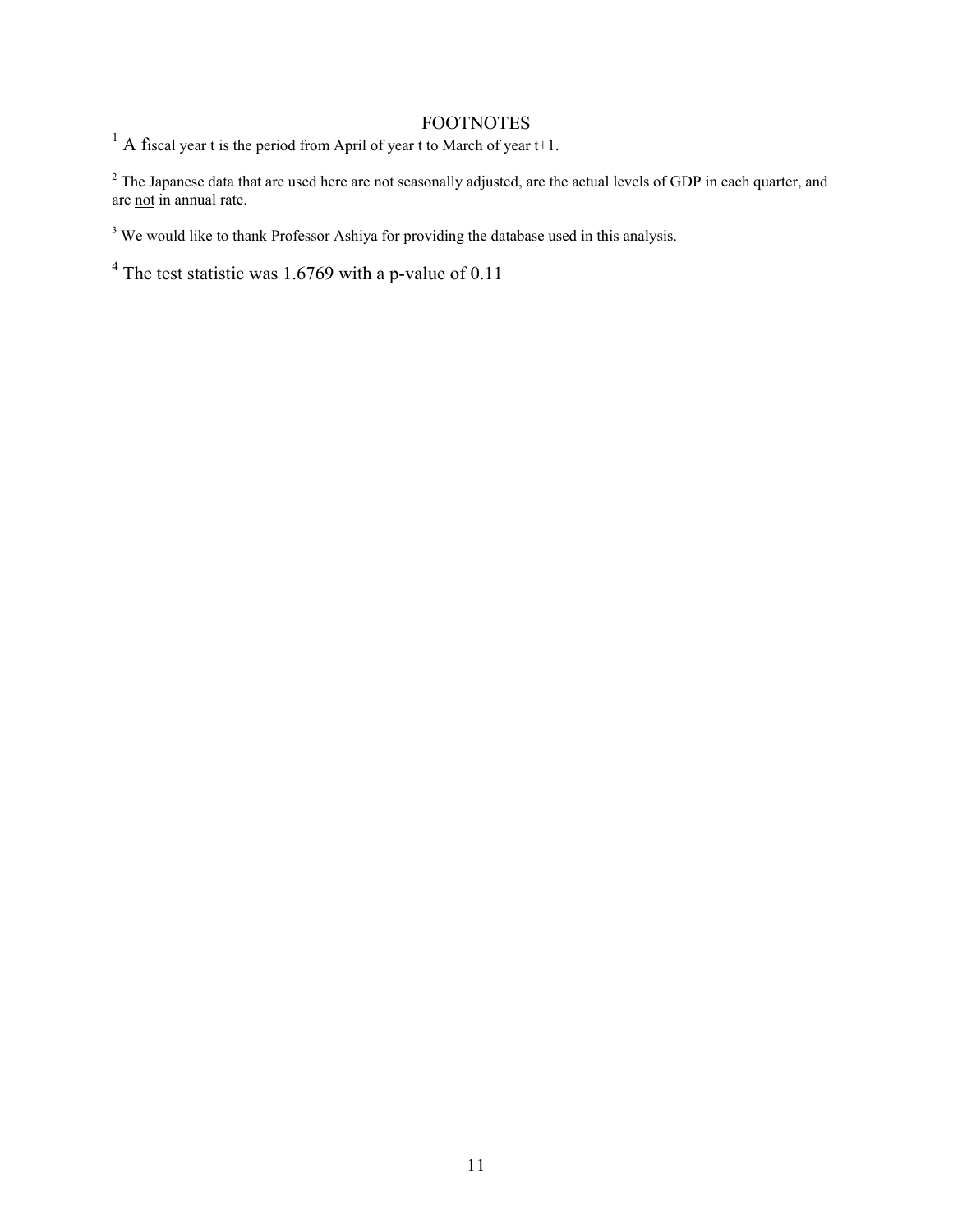## FOOTNOTES

[1] A fiscal year t is the period from April of year t to March of year t+1.

[2] The Japanese data that are used here are not seasonally adjusted, are the actual levels of GDP in each quarter, and are not in annual rate.

[3] We would like to thank Professor Ashiya for providing the database used in this analysis.

[4] The test statistic was 1.6769 with a p-value of 0.11